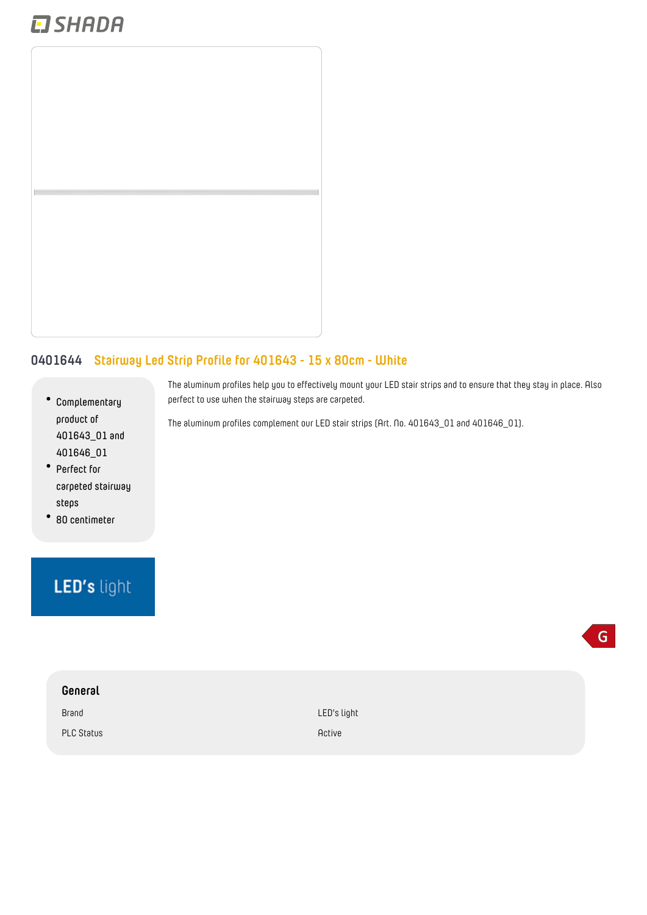SHADA

## 0401644 Stairway Led Strip Profile for 401643 - 15 x 80cm - White

- Complementary product of 401643_01 and 401646_01
- Perfect for carpeted stairway steps
- 80 centimeter

The aluminum profiles help you to effectively mount your LED stair strips and to ensure that they stay in place. Also perfect to use when the stairway steps are carpeted.

The aluminum profiles complement our LED stair strips (Art. No. 401643_01 and 401646_01).

LED's light

G

### General

| | |
|---|---|
| Brand | LED's light |
| PLC Status | Active |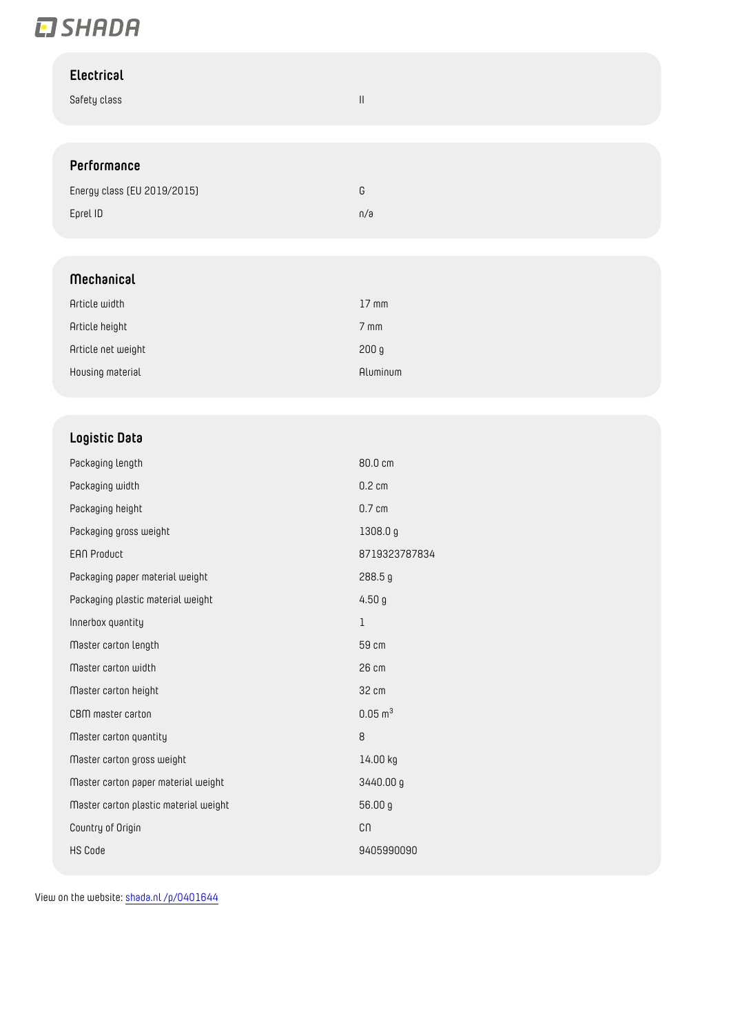### Electrical

| | |
|---|---|
| Safety class | II |

### Performance

| | |
|---|---|
| Energy class (EU 2019/2015) | G |
| Eprel ID | n/a |

### Mechanical

| | |
|---|---|
| Article width | 17 mm |
| Article height | 7 mm |
| Article net weight | 200 g |
| Housing material | Aluminum |

### Logistic Data

| | |
|---|---|
| Packaging length | 80.0 cm |
| Packaging width | 0.2 cm |
| Packaging height | 0.7 cm |
| Packaging gross weight | 1308.0 g |
| EAN Product | 8719323787834 |
| Packaging paper material weight | 288.5 g |
| Packaging plastic material weight | 4.50 g |
| Innerbox quantity | 1 |
| Master carton length | 59 cm |
| Master carton width | 26 cm |
| Master carton height | 32 cm |
| CBM master carton | 0.05 $m^3$ |
| Master carton quantity | 8 |
| Master carton gross weight | 14.00 kg |
| Master carton paper material weight | 3440.00 g |
| Master carton plastic material weight | 56.00 g |
| Country of Origin | CN |
| HS Code | 9405990090 |

View on the website: [shada.nl /p/0401644](https://shada.nl/p/0401644)